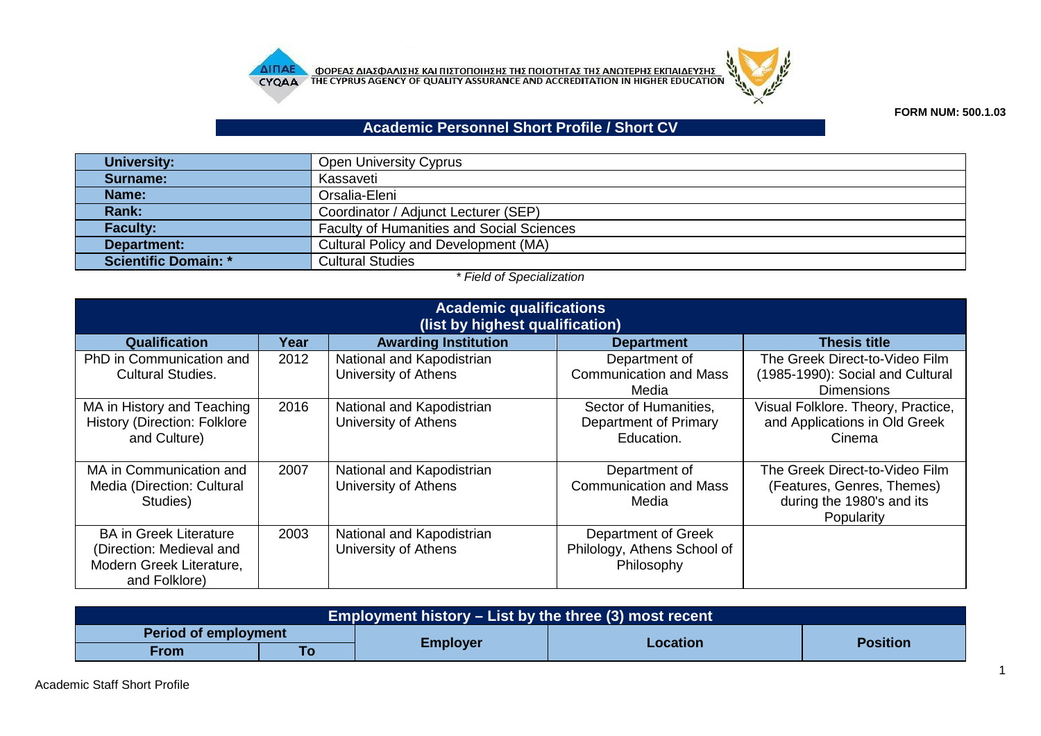ΦΟΡΕΑΣ ΔΙΑΣΦΑΛΙΣΗΣ ΚΑΙ ΠΙΣΤΟΠΟΙΗΣΗΣ ΤΗΣ ΠΟΙΟΤΗΤΑΣ ΤΗΣ ΑΝΩΤΕΡΗΣ ΕΚΠΑΙΔΕΥΣΗΣ
THE CYPRUS AGENCY OF QUALITY ASSURANCE AND ACCREDITATION IN HIGHER EDUCATION

**FORM NUM: 500.1.03**

## Academic Personnel Short Profile / Short CV

| | |
|---|---|
| **University:** | Open University Cyprus |
| **Surname:** | Kassaveti |
| **Name:** | Orsalia-Eleni |
| **Rank:** | Coordinator / Adjunct Lecturer (SEP) |
| **Faculty:** | Faculty of Humanities and Social Sciences |
| **Department:** | Cultural Policy and Development (MA) |
| **Scientific Domain: *** | Cultural Studies |

*\* Field of Specialization*

**Academic qualifications (list by highest qualification)**

| Qualification | Year | Awarding Institution | Department | Thesis title |
|---|---|---|---|---|
| PhD in Communication and Cultural Studies. | 2012 | National and Kapodistrian University of Athens | Department of Communication and Mass Media | The Greek Direct-to-Video Film (1985-1990): Social and Cultural Dimensions |
| MA in History and Teaching History (Direction: Folklore and Culture) | 2016 | National and Kapodistrian University of Athens | Sector of Humanities, Department of Primary Education. | Visual Folklore. Theory, Practice, and Applications in Old Greek Cinema |
| MA in Communication and Media (Direction: Cultural Studies) | 2007 | National and Kapodistrian University of Athens | Department of Communication and Mass Media | The Greek Direct-to-Video Film (Features, Genres, Themes) during the 1980's and its Popularity |
| BA in Greek Literature (Direction: Medieval and Modern Greek Literature, and Folklore) | 2003 | National and Kapodistrian University of Athens | Department of Greek Philology, Athens School of Philosophy | |

**Employment history – List by the three (3) most recent**

| Period of employment | | Employer | Location | Position |
|---|---|---|---|---|
| From | To | | | |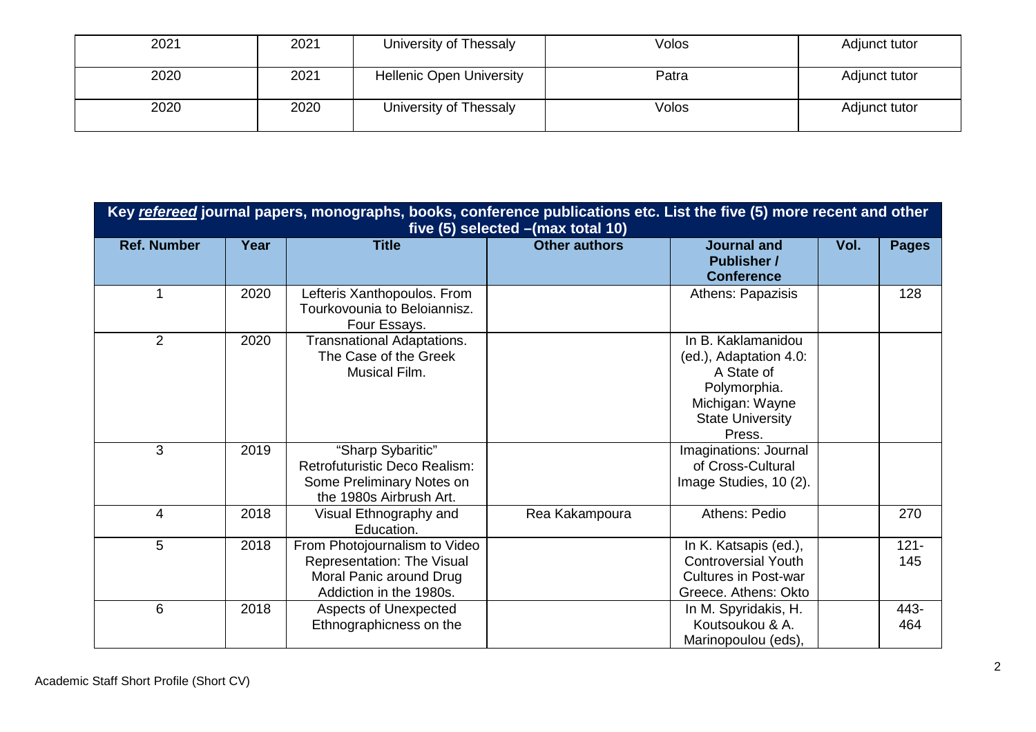| | | | | |
|---|---|---|---|---|
| 2021 | 2021 | University of Thessaly | Volos | Adjunct tutor |
| 2020 | 2021 | Hellenic Open University | Patra | Adjunct tutor |
| 2020 | 2020 | University of Thessaly | Volos | Adjunct tutor |

**Key *refereed* journal papers, monographs, books, conference publications etc. List the five (5) more recent and other five (5) selected –(max total 10)**

| Ref. Number | Year | Title | Other authors | Journal and Publisher / Conference | Vol. | Pages |
|---|---|---|---|---|---|---|
| 1 | 2020 | Lefteris Xanthopoulos. From Tourkovounia to Beloiannisz. Four Essays. | | Athens: Papazisis | | 128 |
| 2 | 2020 | Transnational Adaptations. The Case of the Greek Musical Film. | | In B. Kaklamanidou (ed.), Adaptation 4.0: A State of Polymorphia. Michigan: Wayne State University Press. | | |
| 3 | 2019 | "Sharp Sybaritic" Retrofuturistic Deco Realism: Some Preliminary Notes on the 1980s Airbrush Art. | | Imaginations: Journal of Cross-Cultural Image Studies, 10 (2). | | |
| 4 | 2018 | Visual Ethnography and Education. | Rea Kakampoura | Athens: Pedio | | 270 |
| 5 | 2018 | From Photojournalism to Video Representation: The Visual Moral Panic around Drug Addiction in the 1980s. | | In K. Katsapis (ed.), Controversial Youth Cultures in Post-war Greece. Athens: Okto | | 121-145 |
| 6 | 2018 | Aspects of Unexpected Ethnographicness on the | | In M. Spyridakis, H. Koutsoukou & A. Marinopoulou (eds), | | 443-464 |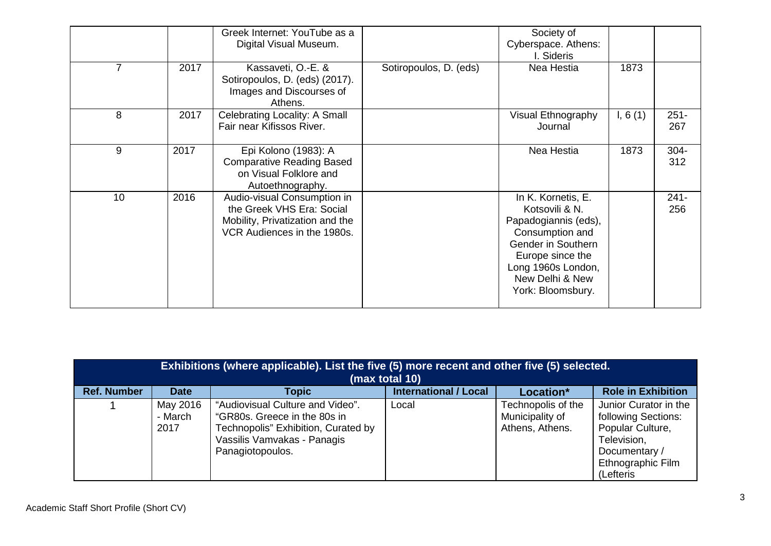| | | | | | | |
|---|---|---|---|---|---|---|
| | | Greek Internet: YouTube as a Digital Visual Museum. | | Society of Cyberspace. Athens: I. Sideris | | |
| 7 | 2017 | Kassaveti, O.-E. & Sotiropoulos, D. (eds) (2017). Images and Discourses of Athens. | Sotiropoulos, D. (eds) | Nea Hestia | 1873 | |
| 8 | 2017 | Celebrating Locality: A Small Fair near Kifissos River. | | Visual Ethnography Journal | I, 6 (1) | 251-267 |
| 9 | 2017 | Epi Kolono (1983): A Comparative Reading Based on Visual Folklore and Autoethnography. | | Nea Hestia | 1873 | 304-312 |
| 10 | 2016 | Audio-visual Consumption in the Greek VHS Era: Social Mobility, Privatization and the VCR Audiences in the 1980s. | | In K. Kornetis, E. Kotsovili & N. Papadogiannis (eds), Consumption and Gender in Southern Europe since the Long 1960s London, New Delhi & New York: Bloomsbury. | | 241-256 |

| Exhibitions (where applicable). List the five (5) more recent and other five (5) selected. (max total 10) | | | | | |
|---|---|---|---|---|---|
| **Ref. Number** | **Date** | **Topic** | **International / Local** | **Location*** | **Role in Exhibition** |
| 1 | May 2016 - March 2017 | "Audiovisual Culture and Video". "GR80s. Greece in the 80s in Technopolis" Exhibition, Curated by Vassilis Vamvakas - Panagis Panagiotopoulos. | Local | Technopolis of the Municipality of Athens, Athens. | Junior Curator in the following Sections: Popular Culture, Television, Documentary / Ethnographic Film (Lefteris |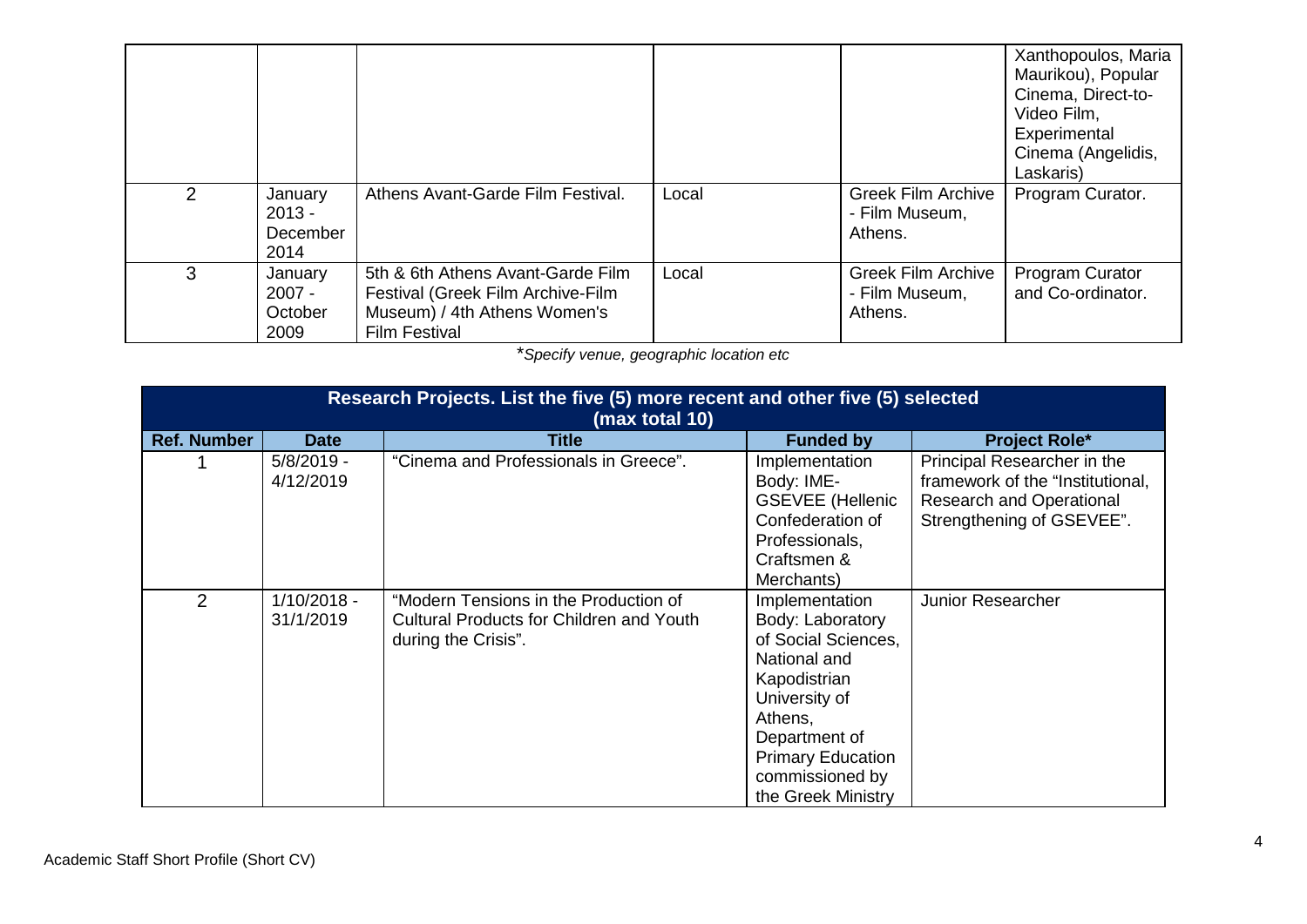| | | | | | |
|---|---|---|---|---|---|
| | | | | | Xanthopoulos, Maria Maurikou), Popular Cinema, Direct-to-Video Film, Experimental Cinema (Angelidis, Laskaris) |
| 2 | January 2013 - December 2014 | Athens Avant-Garde Film Festival. | Local | Greek Film Archive - Film Museum, Athens. | Program Curator. |
| 3 | January 2007 - October 2009 | 5th & 6th Athens Avant-Garde Film Festival (Greek Film Archive-Film Museum) / 4th Athens Women's Film Festival | Local | Greek Film Archive - Film Museum, Athens. | Program Curator and Co-ordinator. |

**Specify venue, geographic location etc*

| Research Projects. List the five (5) more recent and other five (5) selected (max total 10) | | | | |
|---|---|---|---|---|
| **Ref. Number** | **Date** | **Title** | **Funded by** | **Project Role*** |
| 1 | 5/8/2019 - 4/12/2019 | "Cinema and Professionals in Greece". | Implementation Body: IME-GSEVEE (Hellenic Confederation of Professionals, Craftsmen & Merchants) | Principal Researcher in the framework of the "Institutional, Research and Operational Strengthening of GSEVEE". |
| 2 | 1/10/2018 - 31/1/2019 | "Modern Tensions in the Production of Cultural Products for Children and Youth during the Crisis". | Implementation Body: Laboratory of Social Sciences, National and Kapodistrian University of Athens, Department of Primary Education commissioned by the Greek Ministry | Junior Researcher |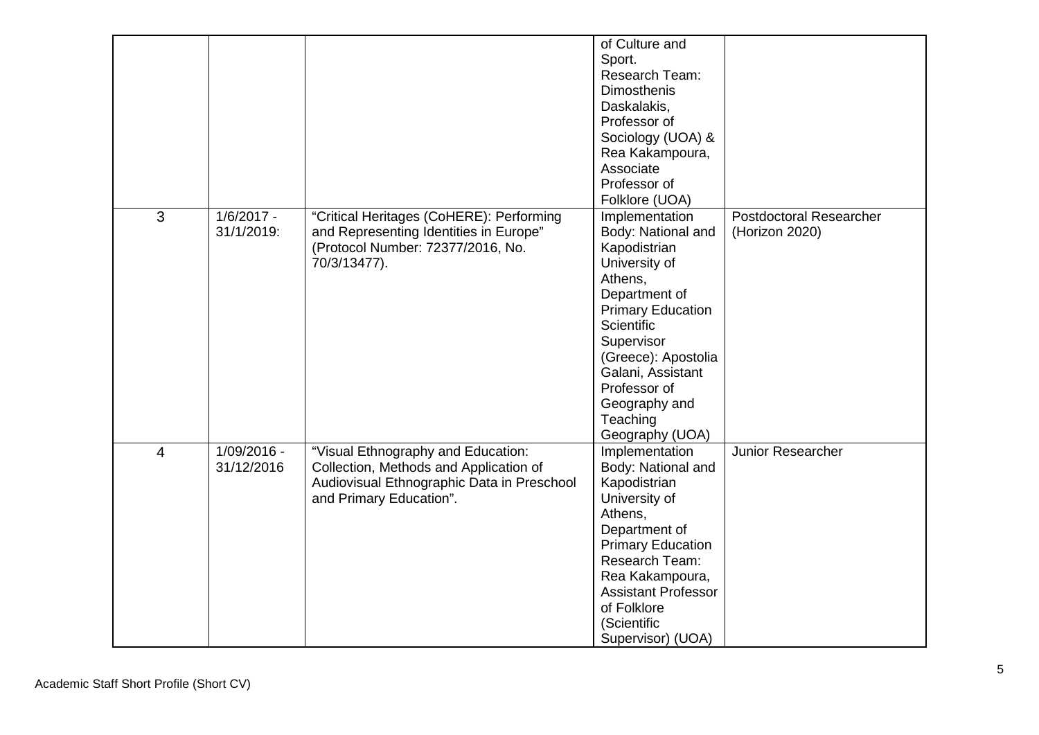| | | | | |
|---|---|---|---|---|
| | | | of Culture and Sport. Research Team: Dimosthenis Daskalakis, Professor of Sociology (UOA) & Rea Kakampoura, Associate Professor of Folklore (UOA) | |
| 3 | 1/6/2017 - 31/1/2019: | "Critical Heritages (CoHERE): Performing and Representing Identities in Europe" (Protocol Number: 72377/2016, No. 70/3/13477). | Implementation Body: National and Kapodistrian University of Athens, Department of Primary Education Scientific Supervisor (Greece): Apostolia Galani, Assistant Professor of Geography and Teaching Geography (UOA) | Postdoctoral Researcher (Horizon 2020) |
| 4 | 1/09/2016 - 31/12/2016 | "Visual Ethnography and Education: Collection, Methods and Application of Audiovisual Ethnographic Data in Preschool and Primary Education". | Implementation Body: National and Kapodistrian University of Athens, Department of Primary Education Research Team: Rea Kakampoura, Assistant Professor of Folklore (Scientific Supervisor) (UOA) | Junior Researcher |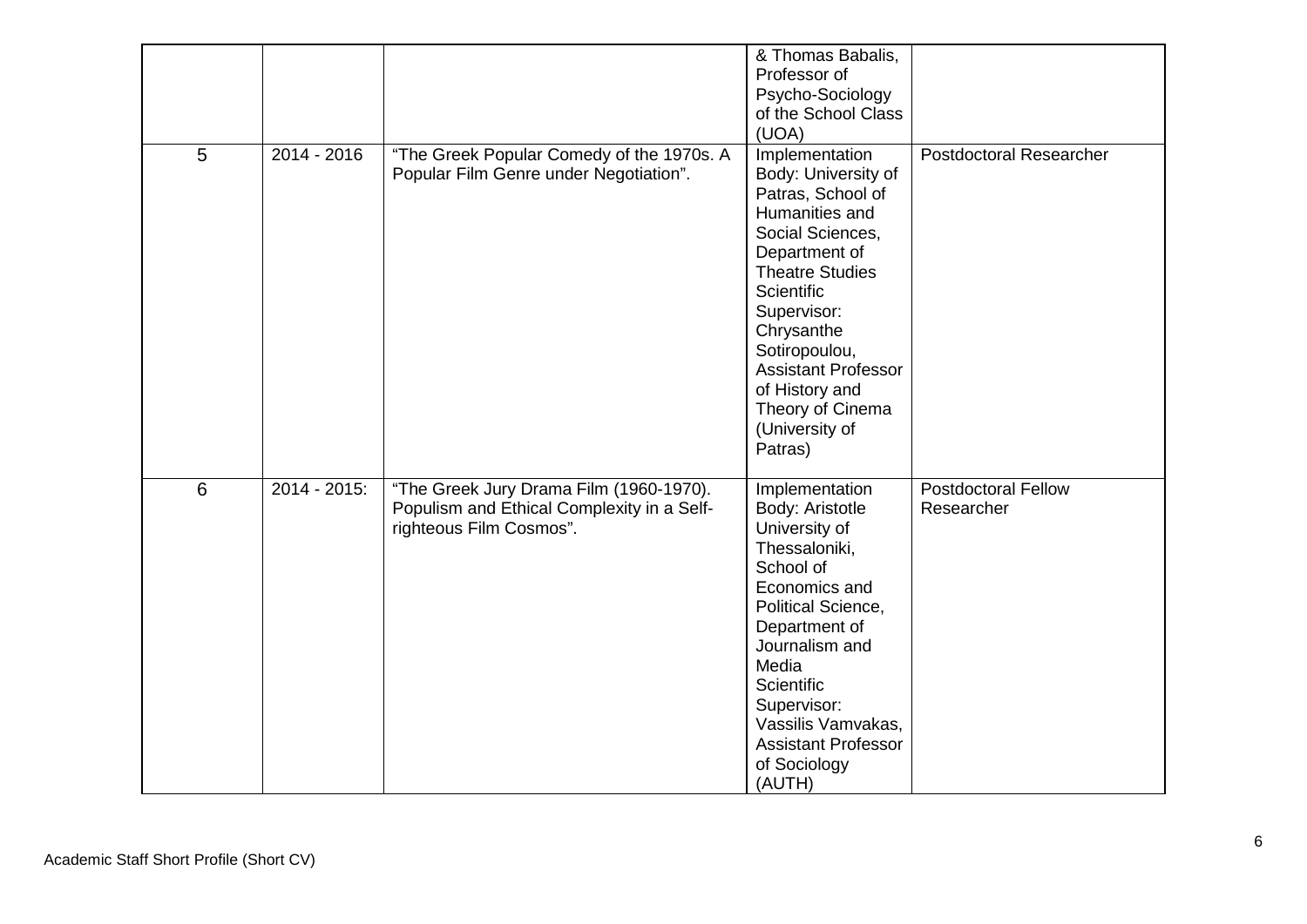| | | | & Thomas Babalis, Professor of Psycho-Sociology of the School Class (UOA) | |
|---|---|---|---|---|
| 5 | 2014 - 2016 | "The Greek Popular Comedy of the 1970s. A Popular Film Genre under Negotiation". | Implementation Body: University of Patras, School of Humanities and Social Sciences, Department of Theatre Studies Scientific Supervisor: Chrysanthe Sotiropoulou, Assistant Professor of History and Theory of Cinema (University of Patras) | Postdoctoral Researcher |
| 6 | 2014 - 2015: | "The Greek Jury Drama Film (1960-1970). Populism and Ethical Complexity in a Self-righteous Film Cosmos". | Implementation Body: Aristotle University of Thessaloniki, School of Economics and Political Science, Department of Journalism and Media Scientific Supervisor: Vassilis Vamvakas, Assistant Professor of Sociology (AUTH) | Postdoctoral Fellow Researcher |

Academic Staff Short Profile (Short CV)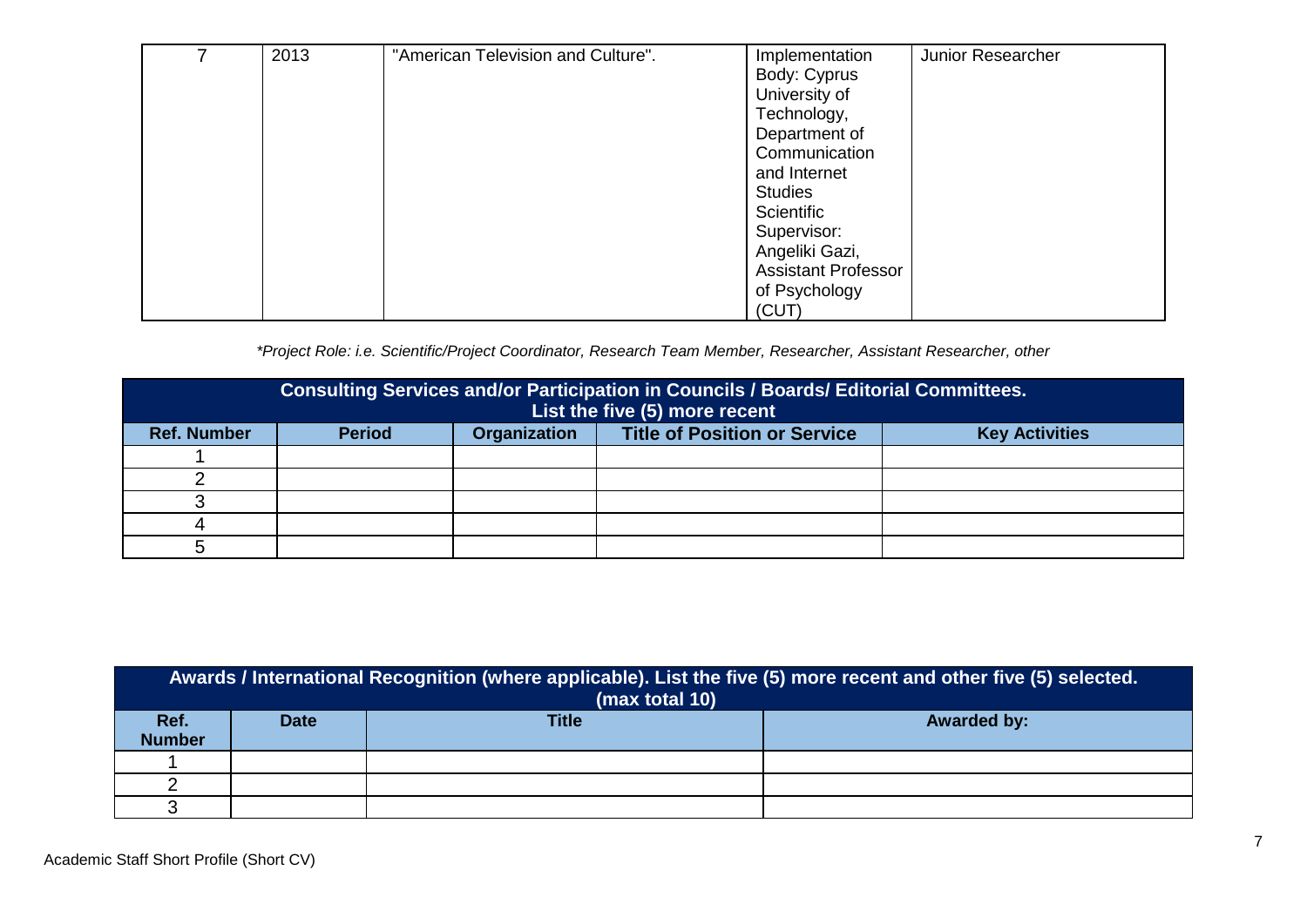| | | | | |
|---|---|---|---|---|
| 7 | 2013 | "American Television and Culture". | Implementation Body: Cyprus University of Technology, Department of Communication and Internet Studies Scientific Supervisor: Angeliki Gazi, Assistant Professor of Psychology (CUT) | Junior Researcher |

*\*Project Role: i.e. Scientific/Project Coordinator, Research Team Member, Researcher, Assistant Researcher, other*

| Consulting Services and/or Participation in Councils / Boards/ Editorial Committees. List the five (5) more recent | | | | |
|---|---|---|---|---|
| **Ref. Number** | **Period** | **Organization** | **Title of Position or Service** | **Key Activities** |
| 1 | | | | |
| 2 | | | | |
| 3 | | | | |
| 4 | | | | |
| 5 | | | | |

| Awards / International Recognition (where applicable). List the five (5) more recent and other five (5) selected. (max total 10) | | | |
|---|---|---|---|
| **Ref. Number** | **Date** | **Title** | **Awarded by:** |
| 1 | | | |
| 2 | | | |
| 3 | | | |

Academic Staff Short Profile (Short CV)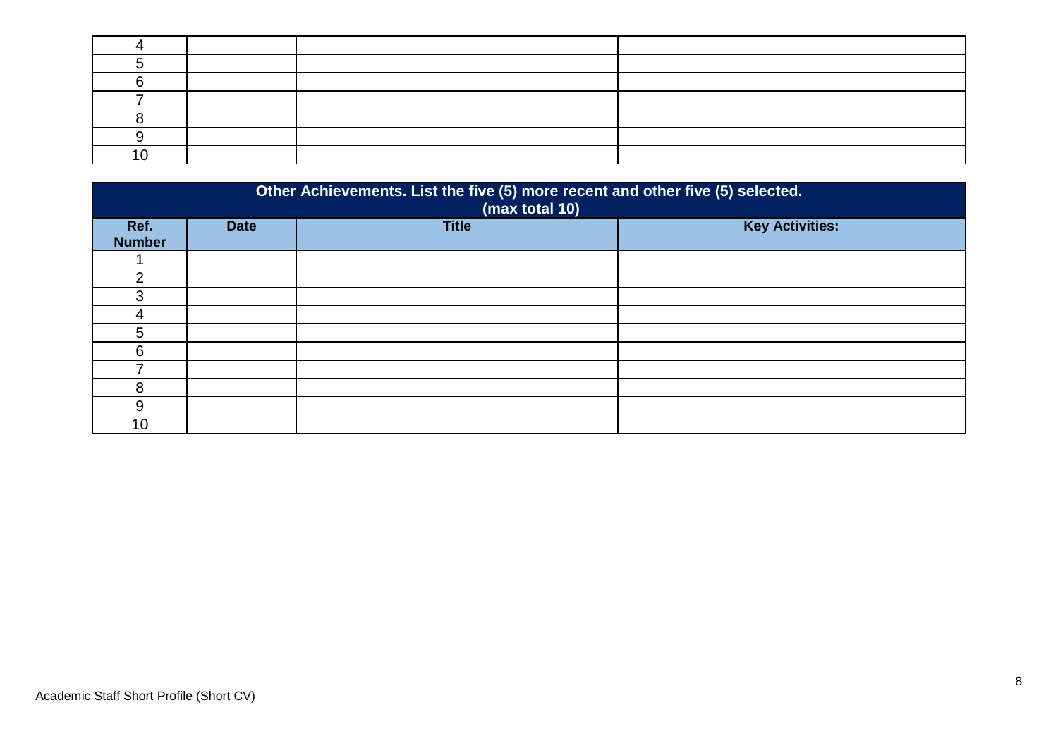| | | | |
|---|---|---|---|
| 4 | | | |
| 5 | | | |
| 6 | | | |
| 7 | | | |
| 8 | | | |
| 9 | | | |
| 10 | | | |

| **Other Achievements. List the five (5) more recent and other five (5) selected. (max total 10)** | | | |
|---|---|---|---|
| **Ref. Number** | **Date** | **Title** | **Key Activities:** |
| 1 | | | |
| 2 | | | |
| 3 | | | |
| 4 | | | |
| 5 | | | |
| 6 | | | |
| 7 | | | |
| 8 | | | |
| 9 | | | |
| 10 | | | |